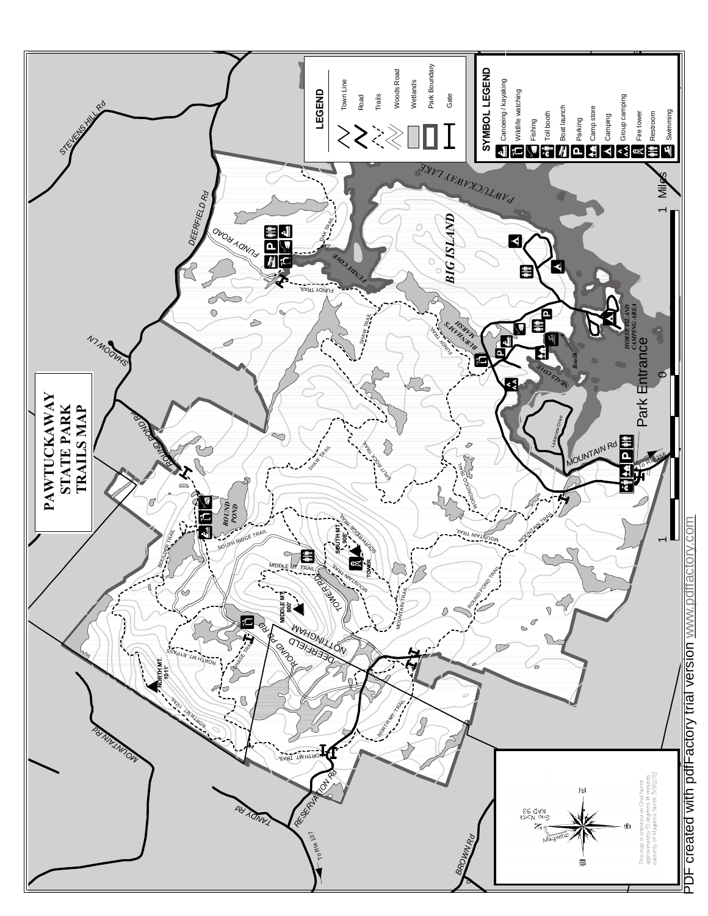# PAWTUCKAWAY STATE PARK TRAILS MAP

## LEGEND

- Town Line
- Road
- Trails
- Woods Road
- Wetlands
- Park Boundary
- Gate

## SYMBOL LEGEND

- Canoeing / kayaking
- Wildlife watching
- Fishing
- Toll booth
- Boat launch
- Parking
- Camp store
- Camping
- Group camping
- Fire tower
- Restroom
- Swimming

PAWTUCKAWAY LAKE

BIG ISLAND

FUNDY COVE

BURNHAMS MARSH

HORSE ISLAND CAMPING AREA

NEALS COVE

Beach

Lakeview Drive

Park Entrance

MOUNTAIN Rd

To Rte 156

ROUND POND

SOUTH MT. 908'

TOWER

MIDDLE MT. 800'

NORTH MT. 1011'

STEVENS HILL Rd

DEERFIELD Rd

FUNDY ROAD

SHADOW LN

ROUND POND Rd

MOUNTAIN Rd

TANDY Rd

RESERVATION Rd

To Rte 107

BROWN Rd

TOWER RD

DEERFIELD

NOTTINGHAM

OAK TRAIL

FUNDY TRAIL

SHAW TRAIL

SPLIT ROCK TRAIL

WORONOCO TRAIL

MOUNTAIN TRAIL

ROUND POND TRAIL

SOUTH RIDGE TRAIL

BOULDER TRAIL

MIDDLE MT. TRAIL

NORTH MT. BYPASS

CHASE TRAIL

NORTH MT. TRAIL

0 — 1 Miles

N — True North NAD 83 — Magnetic

This map is oriented on Grid North approximately 15 degrees 14 minutes easterly of Magnetic North 3/9/2012

PDF created with pdfFactory trial version www.pdffactory.com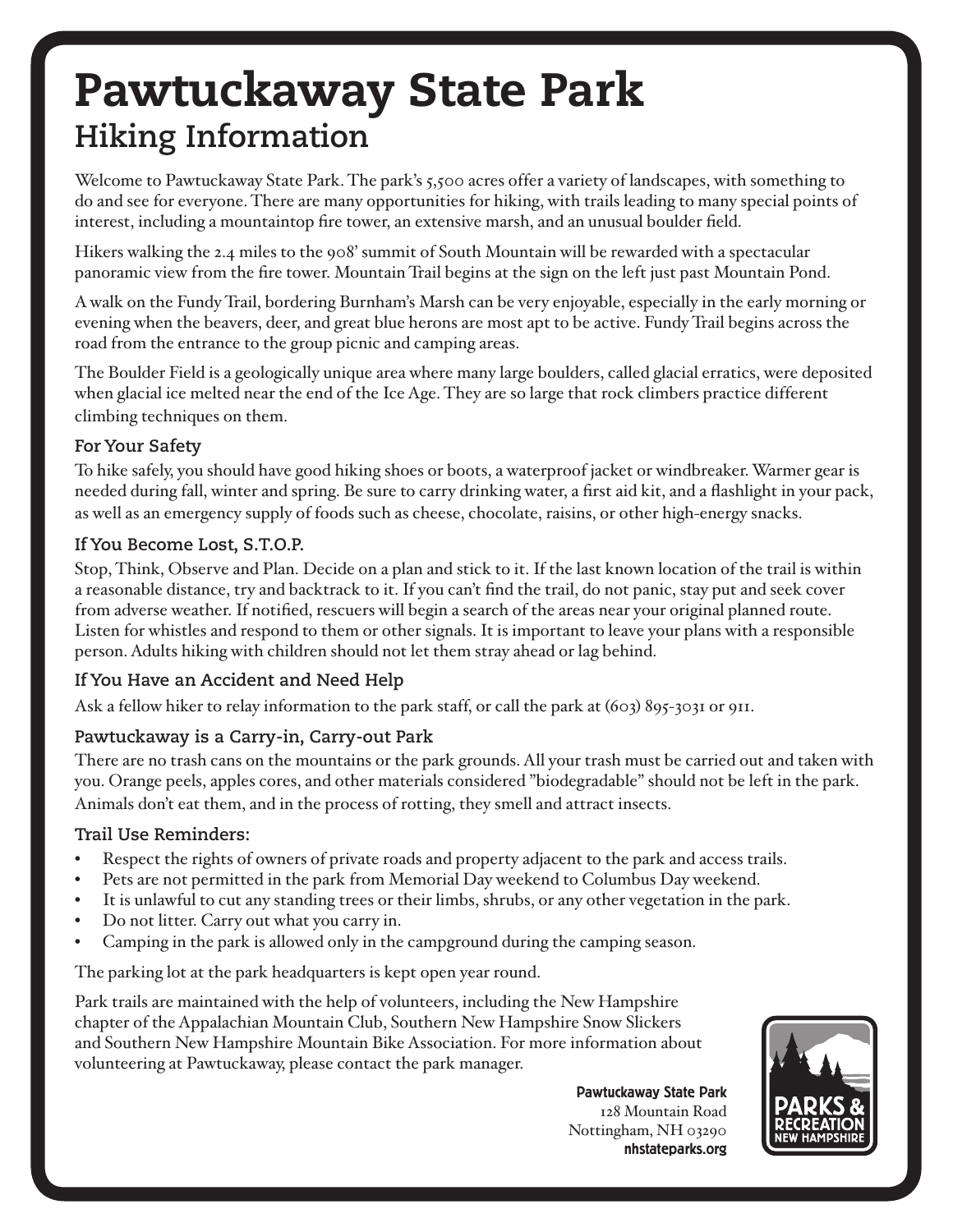# Pawtuckaway State Park

## Hiking Information

Welcome to Pawtuckaway State Park. The park's 5,500 acres offer a variety of landscapes, with something to do and see for everyone. There are many opportunities for hiking, with trails leading to many special points of interest, including a mountaintop fire tower, an extensive marsh, and an unusual boulder field.

Hikers walking the 2.4 miles to the 908' summit of South Mountain will be rewarded with a spectacular panoramic view from the fire tower. Mountain Trail begins at the sign on the left just past Mountain Pond.

A walk on the Fundy Trail, bordering Burnham's Marsh can be very enjoyable, especially in the early morning or evening when the beavers, deer, and great blue herons are most apt to be active. Fundy Trail begins across the road from the entrance to the group picnic and camping areas.

The Boulder Field is a geologically unique area where many large boulders, called glacial erratics, were deposited when glacial ice melted near the end of the Ice Age. They are so large that rock climbers practice different climbing techniques on them.

### For Your Safety

To hike safely, you should have good hiking shoes or boots, a waterproof jacket or windbreaker. Warmer gear is needed during fall, winter and spring. Be sure to carry drinking water, a first aid kit, and a flashlight in your pack, as well as an emergency supply of foods such as cheese, chocolate, raisins, or other high-energy snacks.

### If You Become Lost, S.T.O.P.

Stop, Think, Observe and Plan. Decide on a plan and stick to it. If the last known location of the trail is within a reasonable distance, try and backtrack to it. If you can't find the trail, do not panic, stay put and seek cover from adverse weather. If notified, rescuers will begin a search of the areas near your original planned route. Listen for whistles and respond to them or other signals. It is important to leave your plans with a responsible person. Adults hiking with children should not let them stray ahead or lag behind.

### If You Have an Accident and Need Help

Ask a fellow hiker to relay information to the park staff, or call the park at (603) 895-3031 or 911.

### Pawtuckaway is a Carry-in, Carry-out Park

There are no trash cans on the mountains or the park grounds. All your trash must be carried out and taken with you. Orange peels, apples cores, and other materials considered "biodegradable" should not be left in the park. Animals don't eat them, and in the process of rotting, they smell and attract insects.

### Trail Use Reminders:

- Respect the rights of owners of private roads and property adjacent to the park and access trails.
- Pets are not permitted in the park from Memorial Day weekend to Columbus Day weekend.
- It is unlawful to cut any standing trees or their limbs, shrubs, or any other vegetation in the park.
- Do not litter. Carry out what you carry in.
- Camping in the park is allowed only in the campground during the camping season.

The parking lot at the park headquarters is kept open year round.

Park trails are maintained with the help of volunteers, including the New Hampshire chapter of the Appalachian Mountain Club, Southern New Hampshire Snow Slickers and Southern New Hampshire Mountain Bike Association. For more information about volunteering at Pawtuckaway, please contact the park manager.

**Pawtuckaway State Park**
128 Mountain Road
Nottingham, NH 03290
**nhstateparks.org**

PARKS & RECREATION NEW HAMPSHIRE